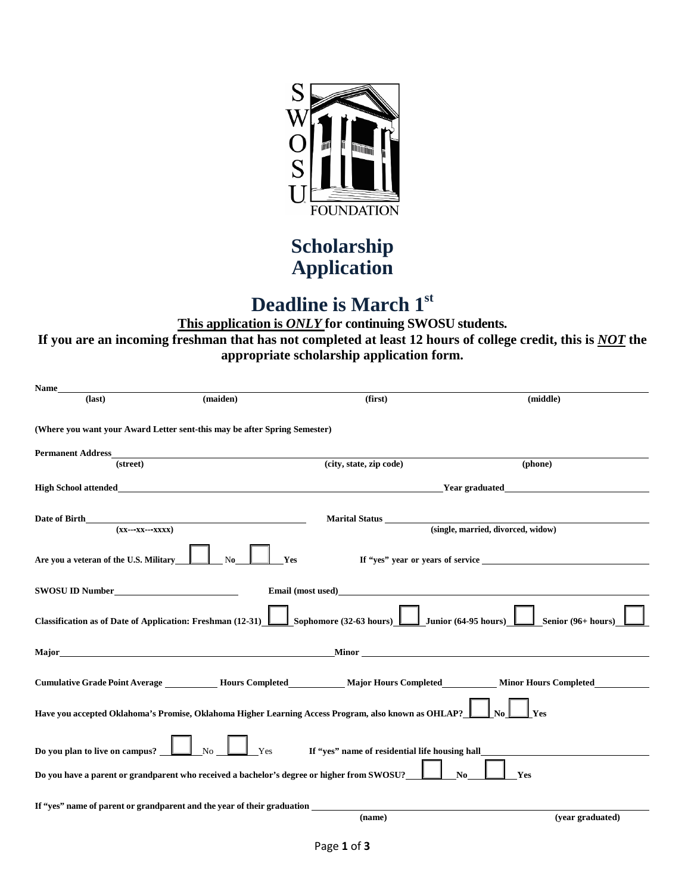SWOSU FOUNDATION

# Scholarship Application

# Deadline is March 1st

**This application is *ONLY* for continuing SWOSU students.**

**If you are an incoming freshman that has not completed at least 12 hours of college credit, this is *NOT* the appropriate scholarship application form.**

**Name** ______________________________________________________________________________
**(last)** **(maiden)** **(first)** **(middle)**

**(Where you want your Award Letter sent-this may be after Spring Semester)**

**Permanent Address** ______________________________________________________________________
**(street)** **(city, state, zip code)** **(phone)**

**High School attended** ______________________________________ **Year graduated** ______________

**Date of Birth** ______________________ **Marital Status** ______________________
**(xx---xx---xxxx)** **(single, married, divorced, widow)**

**Are you a veteran of the U.S. Military** ☐ No ☐ **Yes** **If "yes" year or years of service** ______________

**SWOSU ID Number** ______________ **Email (most used)** ______________________________

**Classification as of Date of Application: Freshman (12-31)** ☐ **Sophomore (32-63 hours)** ☐ **Junior (64-95 hours)** ☐ **Senior (96+ hours)** ☐

**Major** ______________________________ **Minor** ______________________________

**Cumulative Grade Point Average** ________ **Hours Completed** ________ **Major Hours Completed** ________ **Minor Hours Completed** ________

**Have you accepted Oklahoma's Promise, Oklahoma Higher Learning Access Program, also known as OHLAP?** ☐ **No** ☐ **Yes**

**Do you plan to live on campus?** ☐ No ☐ Yes **If "yes" name of residential life housing hall** ______________________

**Do you have a parent or grandparent who received a bachelor's degree or higher from SWOSU?** ☐ **No** ☐ **Yes**

**If "yes" name of parent or grandparent and the year of their graduation** ______________________________
**(name)** **(year graduated)**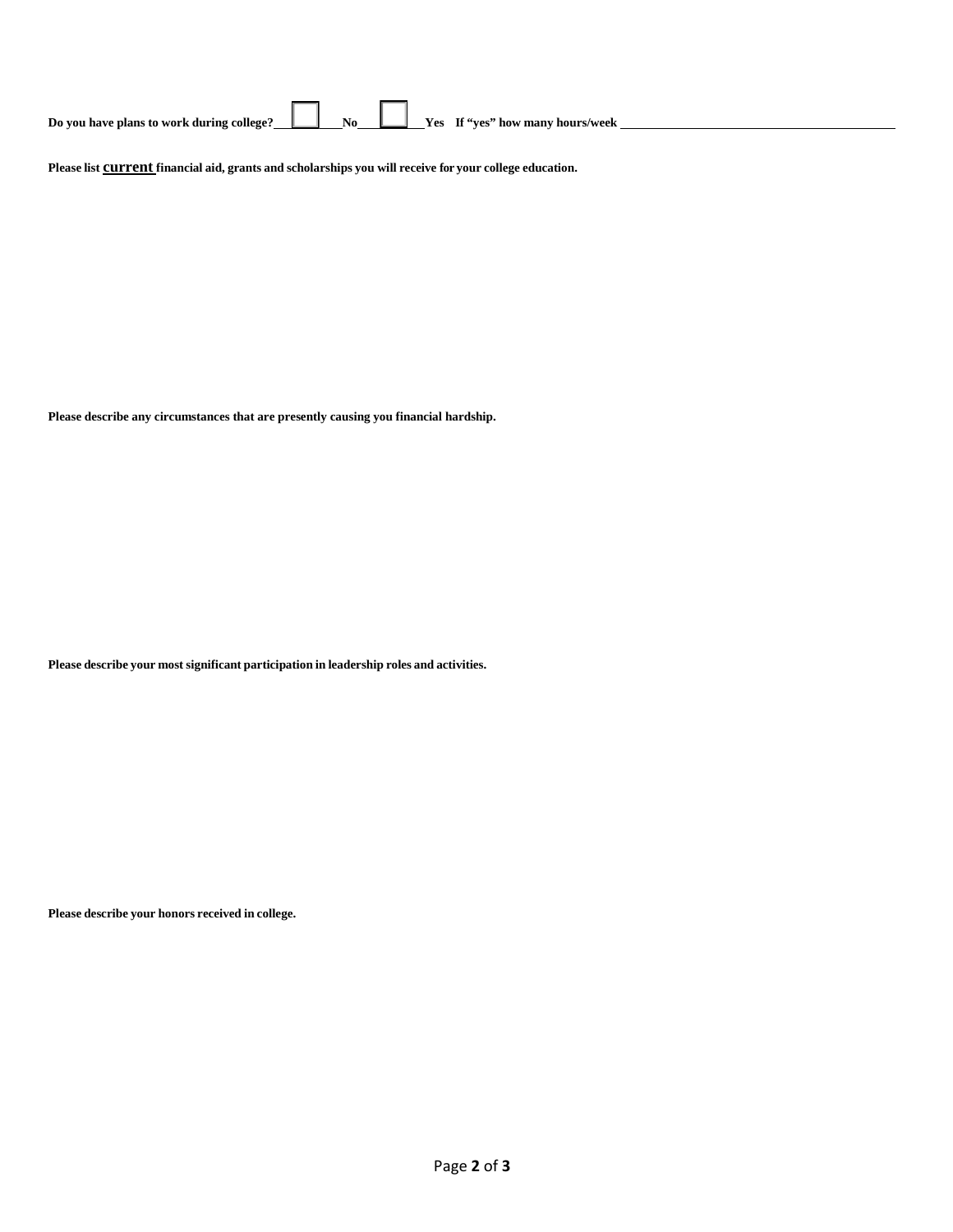**Do you have plans to work during college?** ☐ **No** ☐ **Yes If "yes" how many hours/week** \_\_\_\_\_\_\_\_\_\_\_\_\_\_\_\_\_\_\_\_\_\_\_\_\_\_\_\_\_\_\_\_\_\_\_\_\_\_\_\_

**Please list <u>current</u> financial aid, grants and scholarships you will receive for your college education.**

**Please describe any circumstances that are presently causing you financial hardship.**

**Please describe your most significant participation in leadership roles and activities.**

**Please describe your honors received in college.**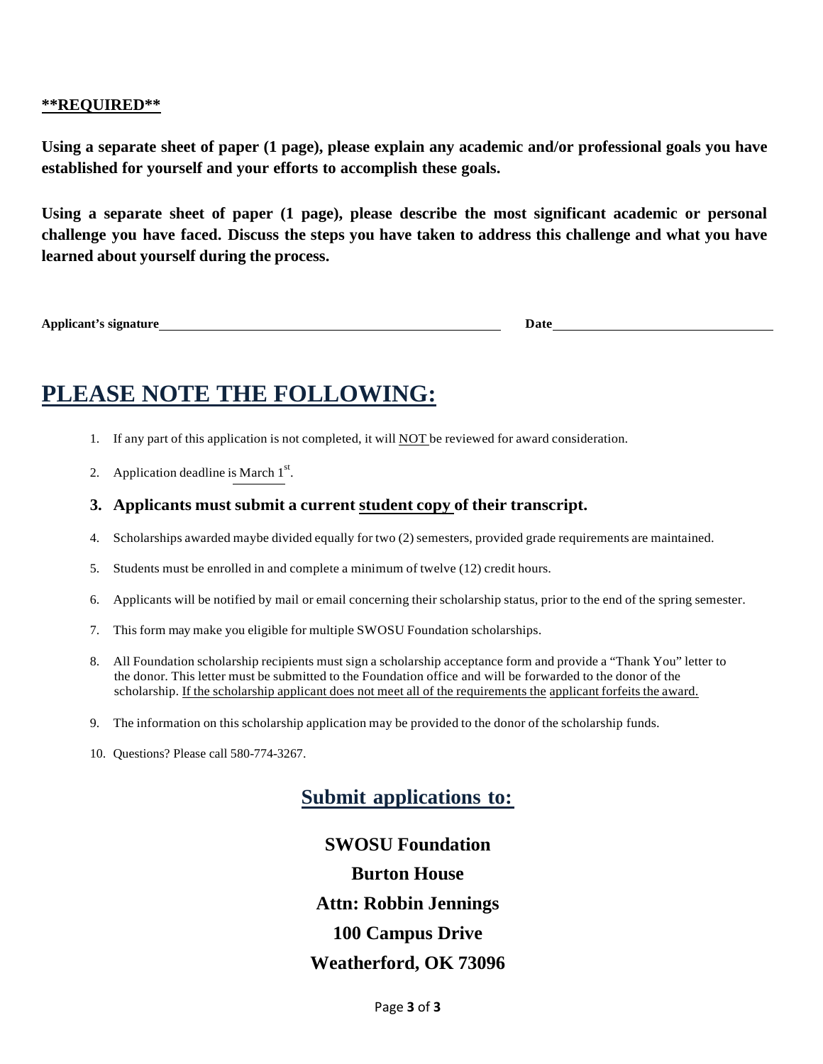**REQUIRED**

**Using a separate sheet of paper (1 page), please explain any academic and/or professional goals you have established for yourself and your efforts to accomplish these goals.**

**Using a separate sheet of paper (1 page), please describe the most significant academic or personal challenge you have faced. Discuss the steps you have taken to address this challenge and what you have learned about yourself during the process.**

**Applicant's signature**\_\_\_\_\_\_\_\_\_\_\_\_\_\_\_\_\_\_\_\_\_\_\_\_\_\_\_\_\_\_\_\_\_\_\_\_\_\_\_\_ **Date**\_\_\_\_\_\_\_\_\_\_\_\_\_\_\_\_\_\_\_\_\_\_\_\_\_\_\_\_

# PLEASE NOTE THE FOLLOWING:

1. If any part of this application is not completed, it will NOT be reviewed for award consideration.
2. Application deadline is March 1st.
3. **Applicants must submit a current student copy of their transcript.**
4. Scholarships awarded maybe divided equally for two (2) semesters, provided grade requirements are maintained.
5. Students must be enrolled in and complete a minimum of twelve (12) credit hours.
6. Applicants will be notified by mail or email concerning their scholarship status, prior to the end of the spring semester.
7. This form may make you eligible for multiple SWOSU Foundation scholarships.
8. All Foundation scholarship recipients must sign a scholarship acceptance form and provide a "Thank You" letter to the donor. This letter must be submitted to the Foundation office and will be forwarded to the donor of the scholarship. If the scholarship applicant does not meet all of the requirements the applicant forfeits the award.
9. The information on this scholarship application may be provided to the donor of the scholarship funds.
10. Questions? Please call 580-774-3267.

## Submit applications to:

**SWOSU Foundation**

**Burton House**

**Attn: Robbin Jennings**

**100 Campus Drive**

**Weatherford, OK 73096**